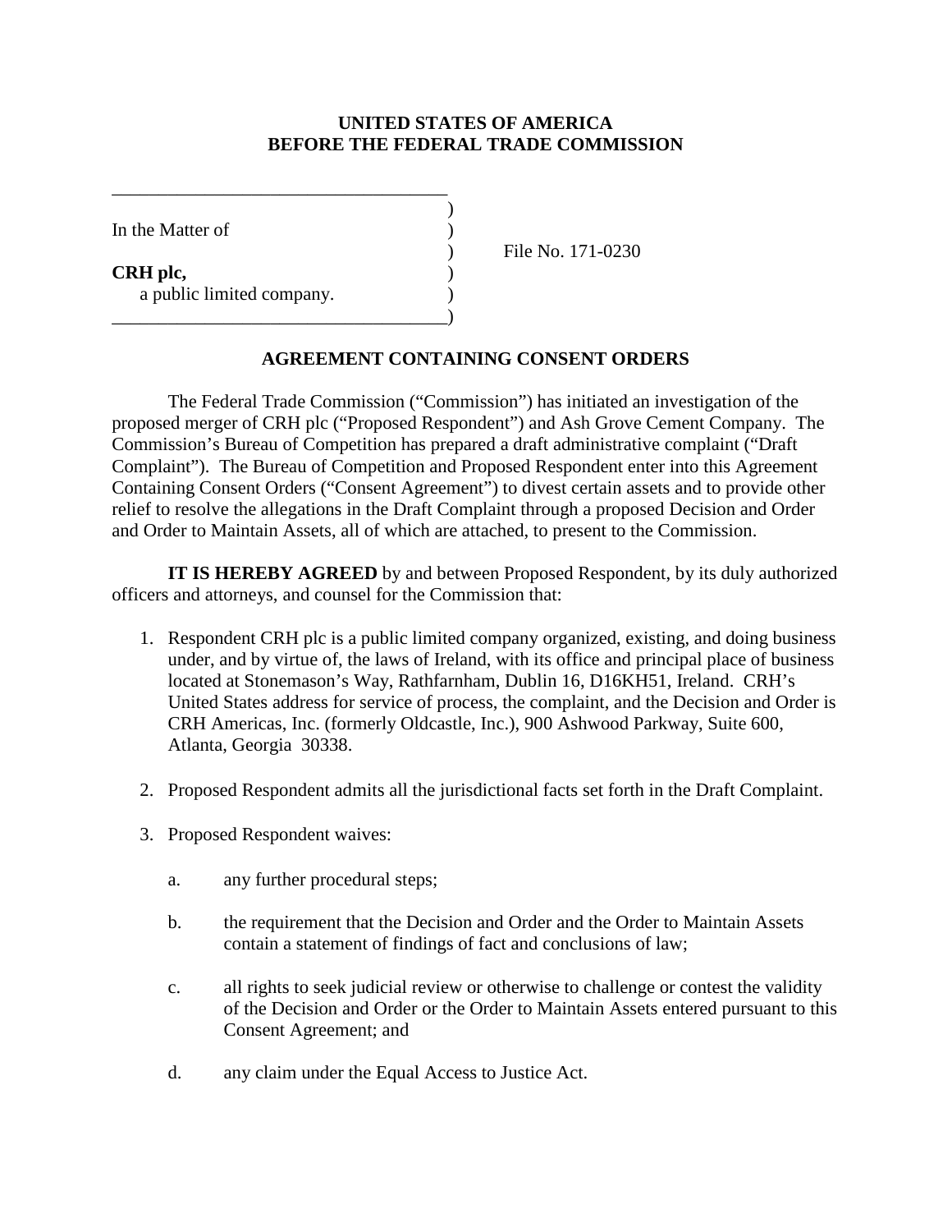**UNITED STATES OF AMERICA**
**BEFORE THE FEDERAL TRADE COMMISSION**

In the Matter of

**CRH plc,**
a public limited company.

File No. 171-0230

## AGREEMENT CONTAINING CONSENT ORDERS

The Federal Trade Commission ("Commission") has initiated an investigation of the proposed merger of CRH plc ("Proposed Respondent") and Ash Grove Cement Company. The Commission's Bureau of Competition has prepared a draft administrative complaint ("Draft Complaint"). The Bureau of Competition and Proposed Respondent enter into this Agreement Containing Consent Orders ("Consent Agreement") to divest certain assets and to provide other relief to resolve the allegations in the Draft Complaint through a proposed Decision and Order and Order to Maintain Assets, all of which are attached, to present to the Commission.

**IT IS HEREBY AGREED** by and between Proposed Respondent, by its duly authorized officers and attorneys, and counsel for the Commission that:

1. Respondent CRH plc is a public limited company organized, existing, and doing business under, and by virtue of, the laws of Ireland, with its office and principal place of business located at Stonemason's Way, Rathfarnham, Dublin 16, D16KH51, Ireland. CRH's United States address for service of process, the complaint, and the Decision and Order is CRH Americas, Inc. (formerly Oldcastle, Inc.), 900 Ashwood Parkway, Suite 600, Atlanta, Georgia 30338.

2. Proposed Respondent admits all the jurisdictional facts set forth in the Draft Complaint.

3. Proposed Respondent waives:

   a. any further procedural steps;

   b. the requirement that the Decision and Order and the Order to Maintain Assets contain a statement of findings of fact and conclusions of law;

   c. all rights to seek judicial review or otherwise to challenge or contest the validity of the Decision and Order or the Order to Maintain Assets entered pursuant to this Consent Agreement; and

   d. any claim under the Equal Access to Justice Act.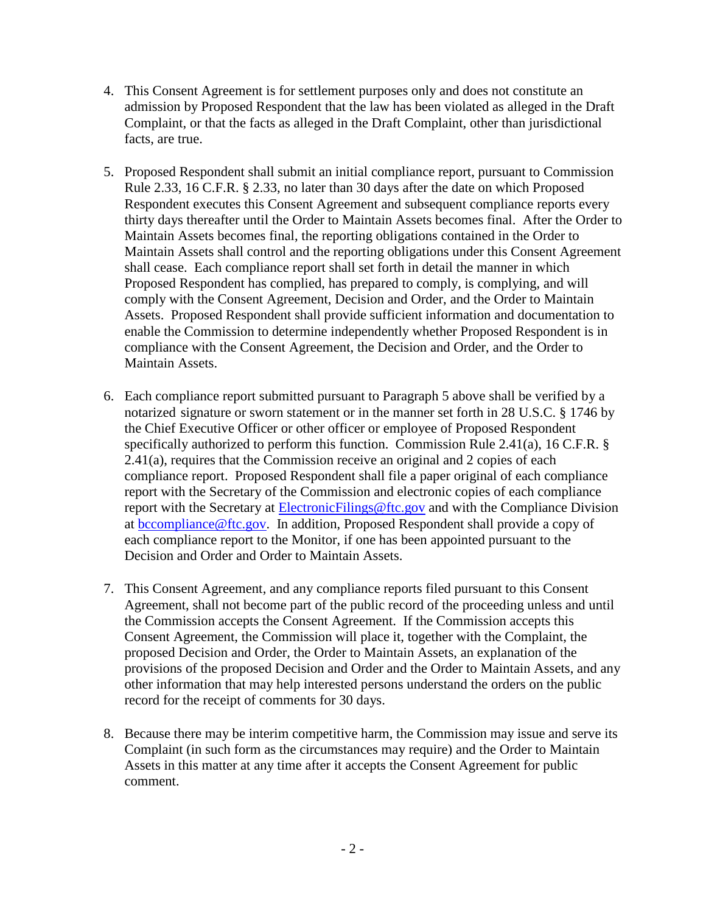4. This Consent Agreement is for settlement purposes only and does not constitute an admission by Proposed Respondent that the law has been violated as alleged in the Draft Complaint, or that the facts as alleged in the Draft Complaint, other than jurisdictional facts, are true.

5. Proposed Respondent shall submit an initial compliance report, pursuant to Commission Rule 2.33, 16 C.F.R. § 2.33, no later than 30 days after the date on which Proposed Respondent executes this Consent Agreement and subsequent compliance reports every thirty days thereafter until the Order to Maintain Assets becomes final. After the Order to Maintain Assets becomes final, the reporting obligations contained in the Order to Maintain Assets shall control and the reporting obligations under this Consent Agreement shall cease. Each compliance report shall set forth in detail the manner in which Proposed Respondent has complied, has prepared to comply, is complying, and will comply with the Consent Agreement, Decision and Order, and the Order to Maintain Assets. Proposed Respondent shall provide sufficient information and documentation to enable the Commission to determine independently whether Proposed Respondent is in compliance with the Consent Agreement, the Decision and Order, and the Order to Maintain Assets.

6. Each compliance report submitted pursuant to Paragraph 5 above shall be verified by a notarized signature or sworn statement or in the manner set forth in 28 U.S.C. § 1746 by the Chief Executive Officer or other officer or employee of Proposed Respondent specifically authorized to perform this function. Commission Rule 2.41(a), 16 C.F.R. § 2.41(a), requires that the Commission receive an original and 2 copies of each compliance report. Proposed Respondent shall file a paper original of each compliance report with the Secretary of the Commission and electronic copies of each compliance report with the Secretary at ElectronicFilings@ftc.gov and with the Compliance Division at bccompliance@ftc.gov. In addition, Proposed Respondent shall provide a copy of each compliance report to the Monitor, if one has been appointed pursuant to the Decision and Order and Order to Maintain Assets.

7. This Consent Agreement, and any compliance reports filed pursuant to this Consent Agreement, shall not become part of the public record of the proceeding unless and until the Commission accepts the Consent Agreement. If the Commission accepts this Consent Agreement, the Commission will place it, together with the Complaint, the proposed Decision and Order, the Order to Maintain Assets, an explanation of the provisions of the proposed Decision and Order and the Order to Maintain Assets, and any other information that may help interested persons understand the orders on the public record for the receipt of comments for 30 days.

8. Because there may be interim competitive harm, the Commission may issue and serve its Complaint (in such form as the circumstances may require) and the Order to Maintain Assets in this matter at any time after it accepts the Consent Agreement for public comment.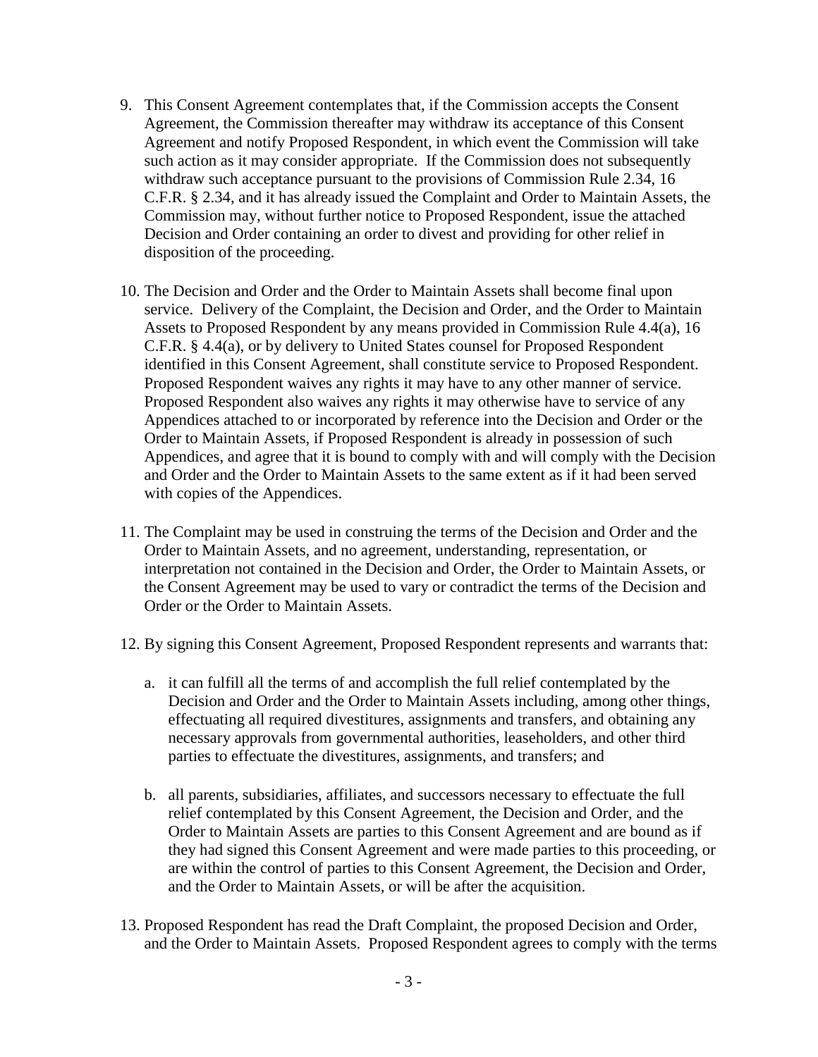9. This Consent Agreement contemplates that, if the Commission accepts the Consent Agreement, the Commission thereafter may withdraw its acceptance of this Consent Agreement and notify Proposed Respondent, in which event the Commission will take such action as it may consider appropriate. If the Commission does not subsequently withdraw such acceptance pursuant to the provisions of Commission Rule 2.34, 16 C.F.R. § 2.34, and it has already issued the Complaint and Order to Maintain Assets, the Commission may, without further notice to Proposed Respondent, issue the attached Decision and Order containing an order to divest and providing for other relief in disposition of the proceeding.

10. The Decision and Order and the Order to Maintain Assets shall become final upon service. Delivery of the Complaint, the Decision and Order, and the Order to Maintain Assets to Proposed Respondent by any means provided in Commission Rule 4.4(a), 16 C.F.R. § 4.4(a), or by delivery to United States counsel for Proposed Respondent identified in this Consent Agreement, shall constitute service to Proposed Respondent. Proposed Respondent waives any rights it may have to any other manner of service. Proposed Respondent also waives any rights it may otherwise have to service of any Appendices attached to or incorporated by reference into the Decision and Order or the Order to Maintain Assets, if Proposed Respondent is already in possession of such Appendices, and agree that it is bound to comply with and will comply with the Decision and Order and the Order to Maintain Assets to the same extent as if it had been served with copies of the Appendices.

11. The Complaint may be used in construing the terms of the Decision and Order and the Order to Maintain Assets, and no agreement, understanding, representation, or interpretation not contained in the Decision and Order, the Order to Maintain Assets, or the Consent Agreement may be used to vary or contradict the terms of the Decision and Order or the Order to Maintain Assets.

12. By signing this Consent Agreement, Proposed Respondent represents and warrants that:

    a. it can fulfill all the terms of and accomplish the full relief contemplated by the Decision and Order and the Order to Maintain Assets including, among other things, effectuating all required divestitures, assignments and transfers, and obtaining any necessary approvals from governmental authorities, leaseholders, and other third parties to effectuate the divestitures, assignments, and transfers; and

    b. all parents, subsidiaries, affiliates, and successors necessary to effectuate the full relief contemplated by this Consent Agreement, the Decision and Order, and the Order to Maintain Assets are parties to this Consent Agreement and are bound as if they had signed this Consent Agreement and were made parties to this proceeding, or are within the control of parties to this Consent Agreement, the Decision and Order, and the Order to Maintain Assets, or will be after the acquisition.

13. Proposed Respondent has read the Draft Complaint, the proposed Decision and Order, and the Order to Maintain Assets. Proposed Respondent agrees to comply with the terms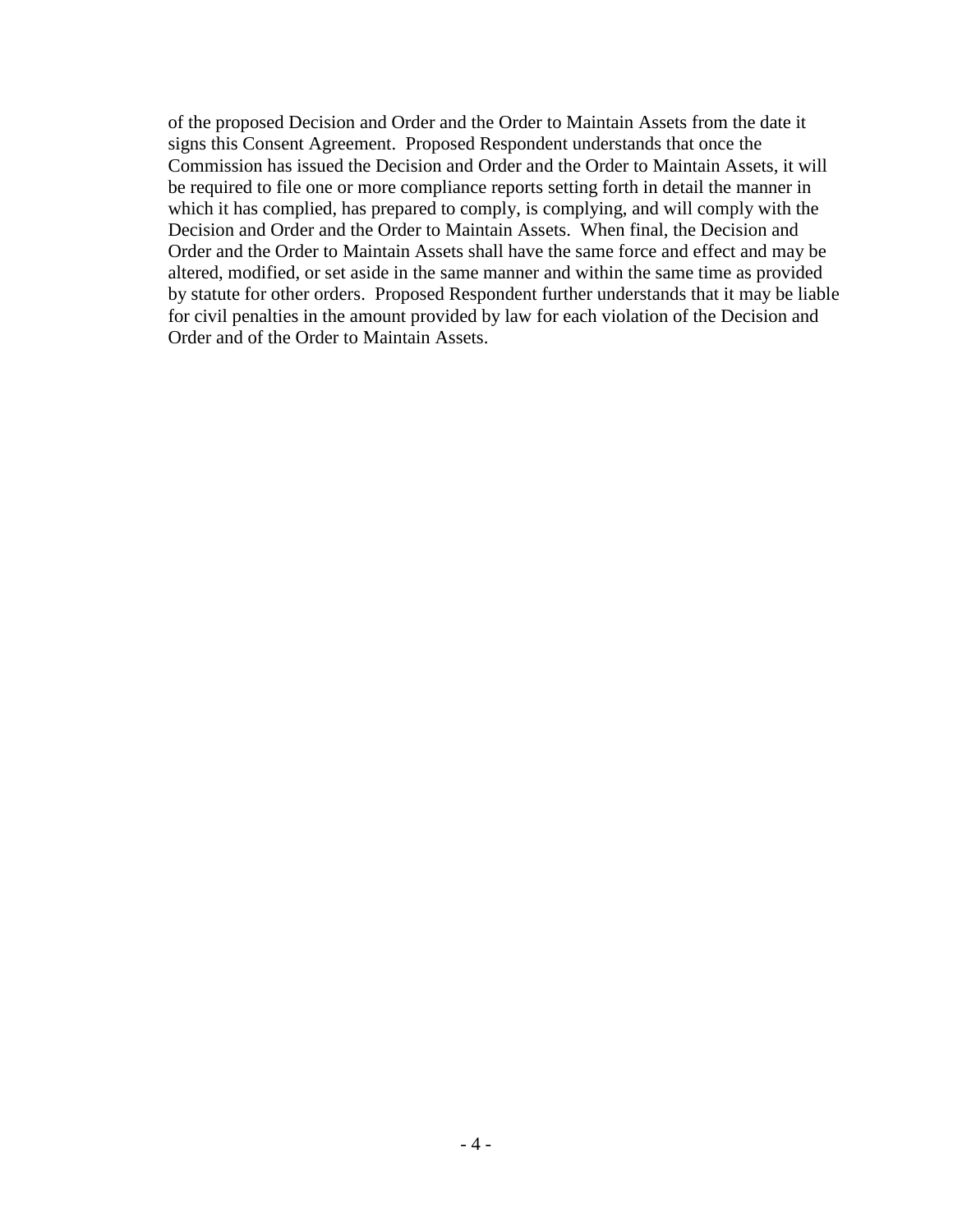of the proposed Decision and Order and the Order to Maintain Assets from the date it signs this Consent Agreement. Proposed Respondent understands that once the Commission has issued the Decision and Order and the Order to Maintain Assets, it will be required to file one or more compliance reports setting forth in detail the manner in which it has complied, has prepared to comply, is complying, and will comply with the Decision and Order and the Order to Maintain Assets. When final, the Decision and Order and the Order to Maintain Assets shall have the same force and effect and may be altered, modified, or set aside in the same manner and within the same time as provided by statute for other orders. Proposed Respondent further understands that it may be liable for civil penalties in the amount provided by law for each violation of the Decision and Order and of the Order to Maintain Assets.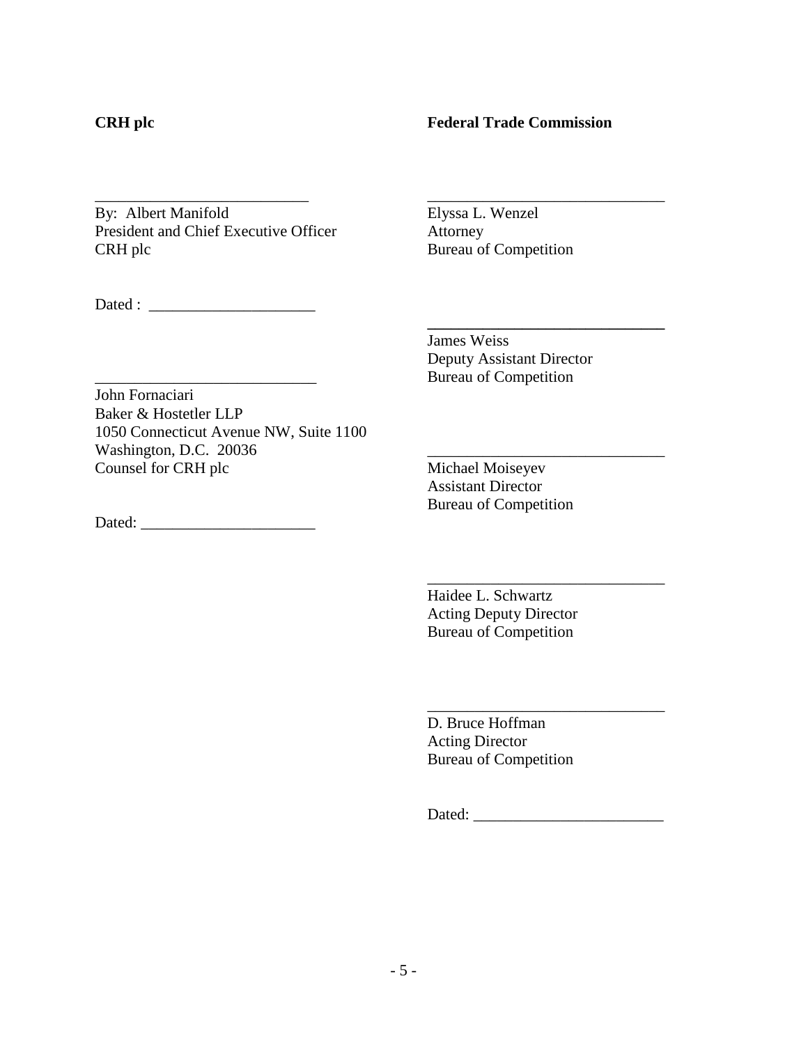**CRH plc**

\_\_\_\_\_\_\_\_\_\_\_\_\_\_\_\_\_\_\_\_\_\_\_\_\_\_\_\_

By: Albert Manifold
President and Chief Executive Officer
CRH plc

Dated : \_\_\_\_\_\_\_\_\_\_\_\_\_\_\_\_\_\_\_\_\_\_

\_\_\_\_\_\_\_\_\_\_\_\_\_\_\_\_\_\_\_\_\_\_\_\_\_\_\_\_

John Fornaciari
Baker & Hostetler LLP
1050 Connecticut Avenue NW, Suite 1100
Washington, D.C. 20036
Counsel for CRH plc

Dated: \_\_\_\_\_\_\_\_\_\_\_\_\_\_\_\_\_\_\_\_\_\_

**Federal Trade Commission**

\_\_\_\_\_\_\_\_\_\_\_\_\_\_\_\_\_\_\_\_\_\_\_\_\_\_\_\_

Elyssa L. Wenzel
Attorney
Bureau of Competition

\_\_\_\_\_\_\_\_\_\_\_\_\_\_\_\_\_\_\_\_\_\_\_\_\_\_\_\_

James Weiss
Deputy Assistant Director
Bureau of Competition

\_\_\_\_\_\_\_\_\_\_\_\_\_\_\_\_\_\_\_\_\_\_\_\_\_\_\_\_

Michael Moiseyev
Assistant Director
Bureau of Competition

\_\_\_\_\_\_\_\_\_\_\_\_\_\_\_\_\_\_\_\_\_\_\_\_\_\_\_\_

Haidee L. Schwartz
Acting Deputy Director
Bureau of Competition

\_\_\_\_\_\_\_\_\_\_\_\_\_\_\_\_\_\_\_\_\_\_\_\_\_\_\_\_

D. Bruce Hoffman
Acting Director
Bureau of Competition

Dated: \_\_\_\_\_\_\_\_\_\_\_\_\_\_\_\_\_\_\_\_\_\_\_\_\_